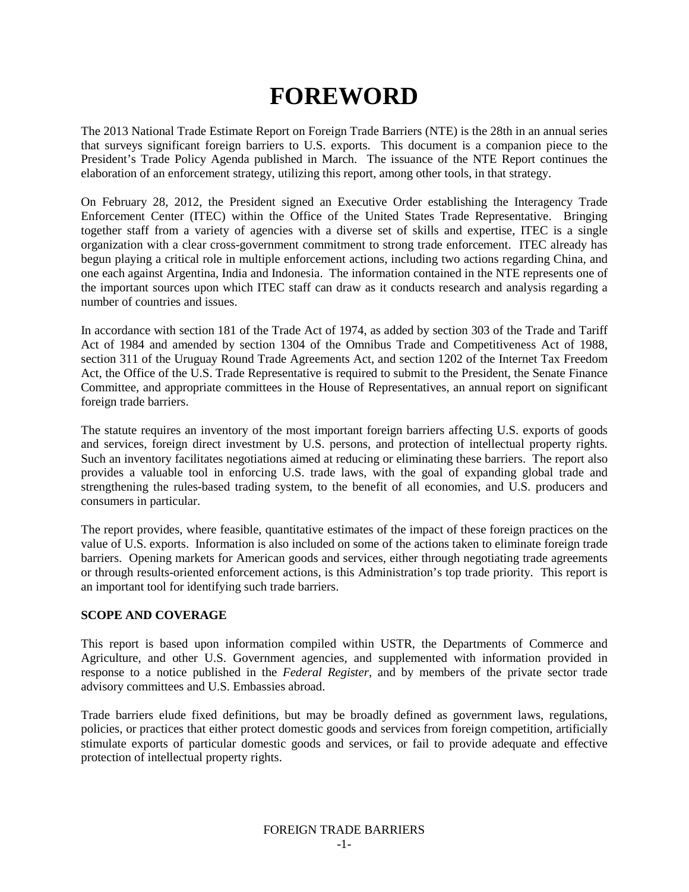# FOREWORD

The 2013 National Trade Estimate Report on Foreign Trade Barriers (NTE) is the 28th in an annual series that surveys significant foreign barriers to U.S. exports. This document is a companion piece to the President's Trade Policy Agenda published in March. The issuance of the NTE Report continues the elaboration of an enforcement strategy, utilizing this report, among other tools, in that strategy.

On February 28, 2012, the President signed an Executive Order establishing the Interagency Trade Enforcement Center (ITEC) within the Office of the United States Trade Representative. Bringing together staff from a variety of agencies with a diverse set of skills and expertise, ITEC is a single organization with a clear cross-government commitment to strong trade enforcement. ITEC already has begun playing a critical role in multiple enforcement actions, including two actions regarding China, and one each against Argentina, India and Indonesia. The information contained in the NTE represents one of the important sources upon which ITEC staff can draw as it conducts research and analysis regarding a number of countries and issues.

In accordance with section 181 of the Trade Act of 1974, as added by section 303 of the Trade and Tariff Act of 1984 and amended by section 1304 of the Omnibus Trade and Competitiveness Act of 1988, section 311 of the Uruguay Round Trade Agreements Act, and section 1202 of the Internet Tax Freedom Act, the Office of the U.S. Trade Representative is required to submit to the President, the Senate Finance Committee, and appropriate committees in the House of Representatives, an annual report on significant foreign trade barriers.

The statute requires an inventory of the most important foreign barriers affecting U.S. exports of goods and services, foreign direct investment by U.S. persons, and protection of intellectual property rights. Such an inventory facilitates negotiations aimed at reducing or eliminating these barriers. The report also provides a valuable tool in enforcing U.S. trade laws, with the goal of expanding global trade and strengthening the rules-based trading system, to the benefit of all economies, and U.S. producers and consumers in particular.

The report provides, where feasible, quantitative estimates of the impact of these foreign practices on the value of U.S. exports. Information is also included on some of the actions taken to eliminate foreign trade barriers. Opening markets for American goods and services, either through negotiating trade agreements or through results-oriented enforcement actions, is this Administration's top trade priority. This report is an important tool for identifying such trade barriers.

## SCOPE AND COVERAGE

This report is based upon information compiled within USTR, the Departments of Commerce and Agriculture, and other U.S. Government agencies, and supplemented with information provided in response to a notice published in the *Federal Register*, and by members of the private sector trade advisory committees and U.S. Embassies abroad.

Trade barriers elude fixed definitions, but may be broadly defined as government laws, regulations, policies, or practices that either protect domestic goods and services from foreign competition, artificially stimulate exports of particular domestic goods and services, or fail to provide adequate and effective protection of intellectual property rights.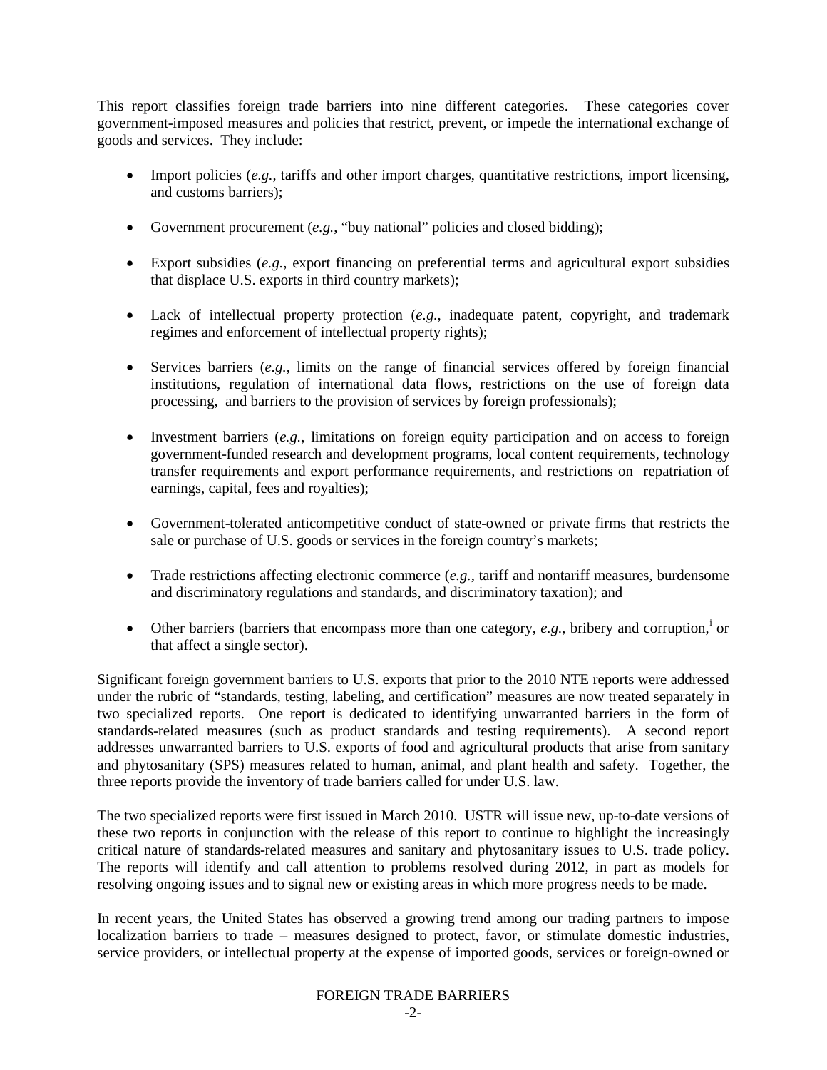This report classifies foreign trade barriers into nine different categories. These categories cover government-imposed measures and policies that restrict, prevent, or impede the international exchange of goods and services. They include:

- Import policies (*e.g.*, tariffs and other import charges, quantitative restrictions, import licensing, and customs barriers);
- Government procurement (*e.g.*, "buy national" policies and closed bidding);
- Export subsidies (*e.g.*, export financing on preferential terms and agricultural export subsidies that displace U.S. exports in third country markets);
- Lack of intellectual property protection (*e.g.*, inadequate patent, copyright, and trademark regimes and enforcement of intellectual property rights);
- Services barriers (*e.g.*, limits on the range of financial services offered by foreign financial institutions, regulation of international data flows, restrictions on the use of foreign data processing, and barriers to the provision of services by foreign professionals);
- Investment barriers (*e.g.*, limitations on foreign equity participation and on access to foreign government-funded research and development programs, local content requirements, technology transfer requirements and export performance requirements, and restrictions on repatriation of earnings, capital, fees and royalties);
- Government-tolerated anticompetitive conduct of state-owned or private firms that restricts the sale or purchase of U.S. goods or services in the foreign country's markets;
- Trade restrictions affecting electronic commerce (*e.g.*, tariff and nontariff measures, burdensome and discriminatory regulations and standards, and discriminatory taxation); and
- Other barriers (barriers that encompass more than one category, *e.g.*, bribery and corruption,[i] or that affect a single sector).

Significant foreign government barriers to U.S. exports that prior to the 2010 NTE reports were addressed under the rubric of "standards, testing, labeling, and certification" measures are now treated separately in two specialized reports. One report is dedicated to identifying unwarranted barriers in the form of standards-related measures (such as product standards and testing requirements). A second report addresses unwarranted barriers to U.S. exports of food and agricultural products that arise from sanitary and phytosanitary (SPS) measures related to human, animal, and plant health and safety. Together, the three reports provide the inventory of trade barriers called for under U.S. law.

The two specialized reports were first issued in March 2010. USTR will issue new, up-to-date versions of these two reports in conjunction with the release of this report to continue to highlight the increasingly critical nature of standards-related measures and sanitary and phytosanitary issues to U.S. trade policy. The reports will identify and call attention to problems resolved during 2012, in part as models for resolving ongoing issues and to signal new or existing areas in which more progress needs to be made.

In recent years, the United States has observed a growing trend among our trading partners to impose localization barriers to trade – measures designed to protect, favor, or stimulate domestic industries, service providers, or intellectual property at the expense of imported goods, services or foreign-owned or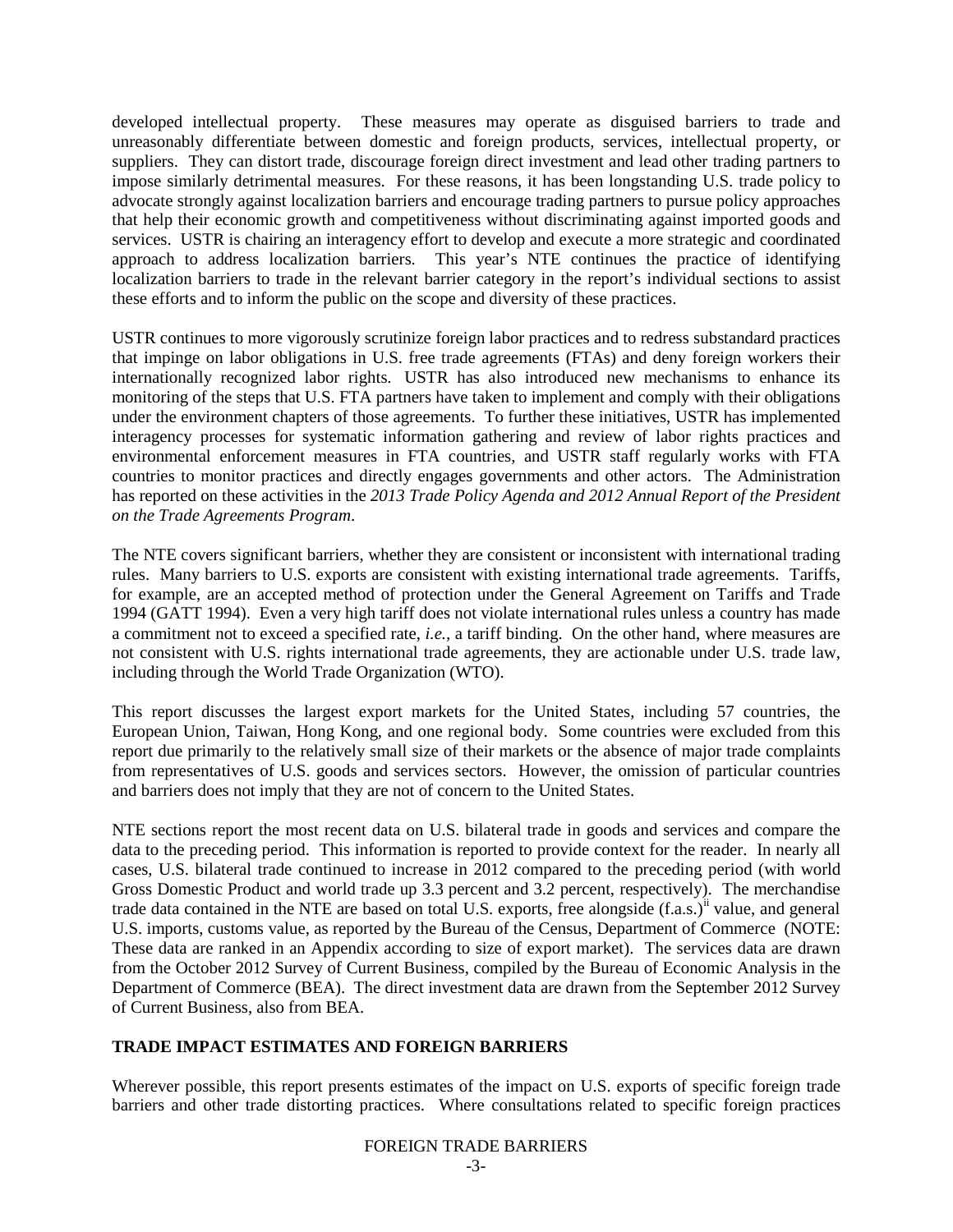developed intellectual property. These measures may operate as disguised barriers to trade and unreasonably differentiate between domestic and foreign products, services, intellectual property, or suppliers. They can distort trade, discourage foreign direct investment and lead other trading partners to impose similarly detrimental measures. For these reasons, it has been longstanding U.S. trade policy to advocate strongly against localization barriers and encourage trading partners to pursue policy approaches that help their economic growth and competitiveness without discriminating against imported goods and services. USTR is chairing an interagency effort to develop and execute a more strategic and coordinated approach to address localization barriers. This year's NTE continues the practice of identifying localization barriers to trade in the relevant barrier category in the report's individual sections to assist these efforts and to inform the public on the scope and diversity of these practices.

USTR continues to more vigorously scrutinize foreign labor practices and to redress substandard practices that impinge on labor obligations in U.S. free trade agreements (FTAs) and deny foreign workers their internationally recognized labor rights. USTR has also introduced new mechanisms to enhance its monitoring of the steps that U.S. FTA partners have taken to implement and comply with their obligations under the environment chapters of those agreements. To further these initiatives, USTR has implemented interagency processes for systematic information gathering and review of labor rights practices and environmental enforcement measures in FTA countries, and USTR staff regularly works with FTA countries to monitor practices and directly engages governments and other actors. The Administration has reported on these activities in the *2013 Trade Policy Agenda and 2012 Annual Report of the President on the Trade Agreements Program*.

The NTE covers significant barriers, whether they are consistent or inconsistent with international trading rules. Many barriers to U.S. exports are consistent with existing international trade agreements. Tariffs, for example, are an accepted method of protection under the General Agreement on Tariffs and Trade 1994 (GATT 1994). Even a very high tariff does not violate international rules unless a country has made a commitment not to exceed a specified rate, *i.e.,* a tariff binding. On the other hand, where measures are not consistent with U.S. rights international trade agreements, they are actionable under U.S. trade law, including through the World Trade Organization (WTO).

This report discusses the largest export markets for the United States, including 57 countries, the European Union, Taiwan, Hong Kong, and one regional body. Some countries were excluded from this report due primarily to the relatively small size of their markets or the absence of major trade complaints from representatives of U.S. goods and services sectors. However, the omission of particular countries and barriers does not imply that they are not of concern to the United States.

NTE sections report the most recent data on U.S. bilateral trade in goods and services and compare the data to the preceding period. This information is reported to provide context for the reader. In nearly all cases, U.S. bilateral trade continued to increase in 2012 compared to the preceding period (with world Gross Domestic Product and world trade up 3.3 percent and 3.2 percent, respectively). The merchandise trade data contained in the NTE are based on total U.S. exports, free alongside (f.a.s.)[ii] value, and general U.S. imports, customs value, as reported by the Bureau of the Census, Department of Commerce (NOTE: These data are ranked in an Appendix according to size of export market). The services data are drawn from the October 2012 Survey of Current Business, compiled by the Bureau of Economic Analysis in the Department of Commerce (BEA). The direct investment data are drawn from the September 2012 Survey of Current Business, also from BEA.

## TRADE IMPACT ESTIMATES AND FOREIGN BARRIERS

Wherever possible, this report presents estimates of the impact on U.S. exports of specific foreign trade barriers and other trade distorting practices. Where consultations related to specific foreign practices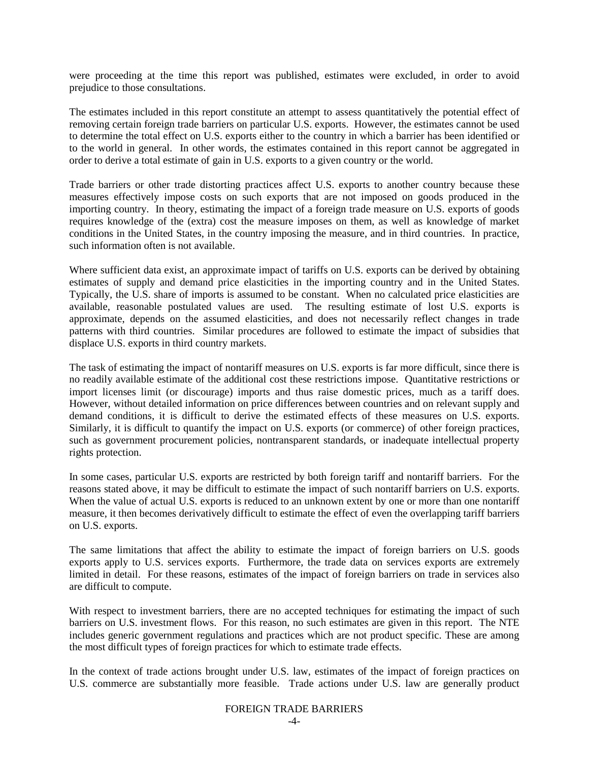were proceeding at the time this report was published, estimates were excluded, in order to avoid prejudice to those consultations.

The estimates included in this report constitute an attempt to assess quantitatively the potential effect of removing certain foreign trade barriers on particular U.S. exports. However, the estimates cannot be used to determine the total effect on U.S. exports either to the country in which a barrier has been identified or to the world in general. In other words, the estimates contained in this report cannot be aggregated in order to derive a total estimate of gain in U.S. exports to a given country or the world.

Trade barriers or other trade distorting practices affect U.S. exports to another country because these measures effectively impose costs on such exports that are not imposed on goods produced in the importing country. In theory, estimating the impact of a foreign trade measure on U.S. exports of goods requires knowledge of the (extra) cost the measure imposes on them, as well as knowledge of market conditions in the United States, in the country imposing the measure, and in third countries. In practice, such information often is not available.

Where sufficient data exist, an approximate impact of tariffs on U.S. exports can be derived by obtaining estimates of supply and demand price elasticities in the importing country and in the United States. Typically, the U.S. share of imports is assumed to be constant. When no calculated price elasticities are available, reasonable postulated values are used. The resulting estimate of lost U.S. exports is approximate, depends on the assumed elasticities, and does not necessarily reflect changes in trade patterns with third countries. Similar procedures are followed to estimate the impact of subsidies that displace U.S. exports in third country markets.

The task of estimating the impact of nontariff measures on U.S. exports is far more difficult, since there is no readily available estimate of the additional cost these restrictions impose. Quantitative restrictions or import licenses limit (or discourage) imports and thus raise domestic prices, much as a tariff does. However, without detailed information on price differences between countries and on relevant supply and demand conditions, it is difficult to derive the estimated effects of these measures on U.S. exports. Similarly, it is difficult to quantify the impact on U.S. exports (or commerce) of other foreign practices, such as government procurement policies, nontransparent standards, or inadequate intellectual property rights protection.

In some cases, particular U.S. exports are restricted by both foreign tariff and nontariff barriers. For the reasons stated above, it may be difficult to estimate the impact of such nontariff barriers on U.S. exports. When the value of actual U.S. exports is reduced to an unknown extent by one or more than one nontariff measure, it then becomes derivatively difficult to estimate the effect of even the overlapping tariff barriers on U.S. exports.

The same limitations that affect the ability to estimate the impact of foreign barriers on U.S. goods exports apply to U.S. services exports. Furthermore, the trade data on services exports are extremely limited in detail. For these reasons, estimates of the impact of foreign barriers on trade in services also are difficult to compute.

With respect to investment barriers, there are no accepted techniques for estimating the impact of such barriers on U.S. investment flows. For this reason, no such estimates are given in this report. The NTE includes generic government regulations and practices which are not product specific. These are among the most difficult types of foreign practices for which to estimate trade effects.

In the context of trade actions brought under U.S. law, estimates of the impact of foreign practices on U.S. commerce are substantially more feasible. Trade actions under U.S. law are generally product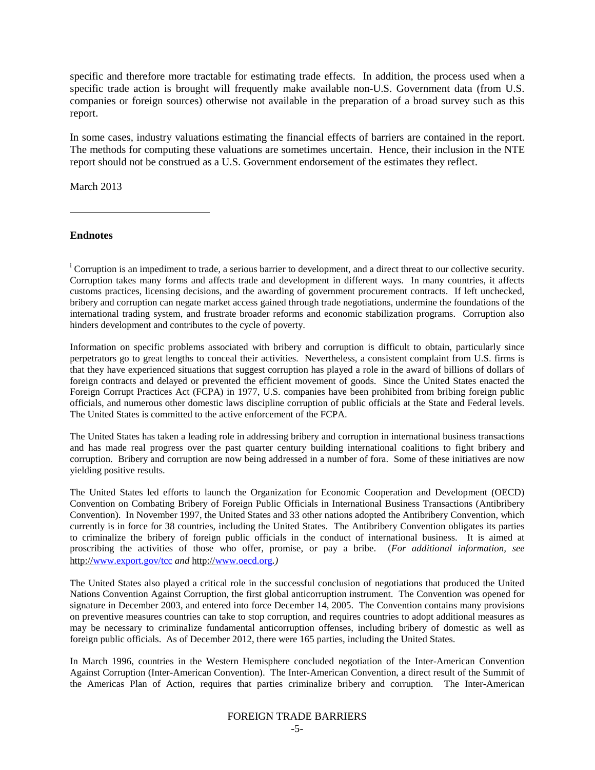specific and therefore more tractable for estimating trade effects. In addition, the process used when a specific trade action is brought will frequently make available non-U.S. Government data (from U.S. companies or foreign sources) otherwise not available in the preparation of a broad survey such as this report.

In some cases, industry valuations estimating the financial effects of barriers are contained in the report. The methods for computing these valuations are sometimes uncertain. Hence, their inclusion in the NTE report should not be construed as a U.S. Government endorsement of the estimates they reflect.

March 2013

---

**Endnotes**

[i] Corruption is an impediment to trade, a serious barrier to development, and a direct threat to our collective security. Corruption takes many forms and affects trade and development in different ways. In many countries, it affects customs practices, licensing decisions, and the awarding of government procurement contracts. If left unchecked, bribery and corruption can negate market access gained through trade negotiations, undermine the foundations of the international trading system, and frustrate broader reforms and economic stabilization programs. Corruption also hinders development and contributes to the cycle of poverty.

Information on specific problems associated with bribery and corruption is difficult to obtain, particularly since perpetrators go to great lengths to conceal their activities. Nevertheless, a consistent complaint from U.S. firms is that they have experienced situations that suggest corruption has played a role in the award of billions of dollars of foreign contracts and delayed or prevented the efficient movement of goods. Since the United States enacted the Foreign Corrupt Practices Act (FCPA) in 1977, U.S. companies have been prohibited from bribing foreign public officials, and numerous other domestic laws discipline corruption of public officials at the State and Federal levels. The United States is committed to the active enforcement of the FCPA.

The United States has taken a leading role in addressing bribery and corruption in international business transactions and has made real progress over the past quarter century building international coalitions to fight bribery and corruption. Bribery and corruption are now being addressed in a number of fora. Some of these initiatives are now yielding positive results.

The United States led efforts to launch the Organization for Economic Cooperation and Development (OECD) Convention on Combating Bribery of Foreign Public Officials in International Business Transactions (Antibribery Convention). In November 1997, the United States and 33 other nations adopted the Antibribery Convention, which currently is in force for 38 countries, including the United States. The Antibribery Convention obligates its parties to criminalize the bribery of foreign public officials in the conduct of international business. It is aimed at proscribing the activities of those who offer, promise, or pay a bribe. (*For additional information, see* http://www.export.gov/tcc *and* http://www.oecd.org.*)*

The United States also played a critical role in the successful conclusion of negotiations that produced the United Nations Convention Against Corruption, the first global anticorruption instrument. The Convention was opened for signature in December 2003, and entered into force December 14, 2005. The Convention contains many provisions on preventive measures countries can take to stop corruption, and requires countries to adopt additional measures as may be necessary to criminalize fundamental anticorruption offenses, including bribery of domestic as well as foreign public officials. As of December 2012, there were 165 parties, including the United States.

In March 1996, countries in the Western Hemisphere concluded negotiation of the Inter-American Convention Against Corruption (Inter-American Convention). The Inter-American Convention, a direct result of the Summit of the Americas Plan of Action, requires that parties criminalize bribery and corruption. The Inter-American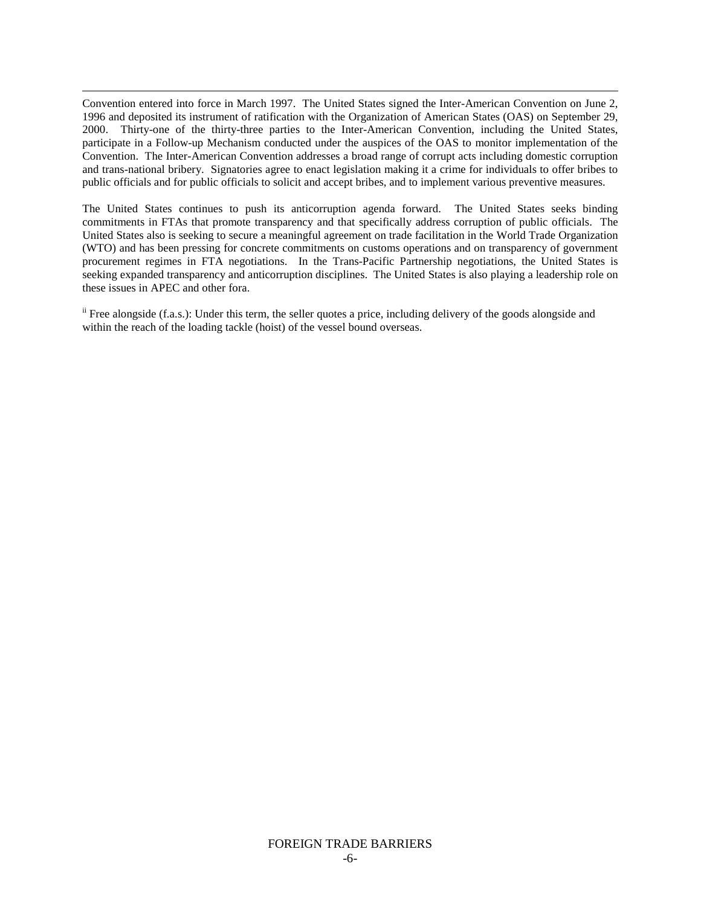Convention entered into force in March 1997. The United States signed the Inter-American Convention on June 2, 1996 and deposited its instrument of ratification with the Organization of American States (OAS) on September 29, 2000. Thirty-one of the thirty-three parties to the Inter-American Convention, including the United States, participate in a Follow-up Mechanism conducted under the auspices of the OAS to monitor implementation of the Convention. The Inter-American Convention addresses a broad range of corrupt acts including domestic corruption and trans-national bribery. Signatories agree to enact legislation making it a crime for individuals to offer bribes to public officials and for public officials to solicit and accept bribes, and to implement various preventive measures.

The United States continues to push its anticorruption agenda forward. The United States seeks binding commitments in FTAs that promote transparency and that specifically address corruption of public officials. The United States also is seeking to secure a meaningful agreement on trade facilitation in the World Trade Organization (WTO) and has been pressing for concrete commitments on customs operations and on transparency of government procurement regimes in FTA negotiations. In the Trans-Pacific Partnership negotiations, the United States is seeking expanded transparency and anticorruption disciplines. The United States is also playing a leadership role on these issues in APEC and other fora.

[ii] Free alongside (f.a.s.): Under this term, the seller quotes a price, including delivery of the goods alongside and within the reach of the loading tackle (hoist) of the vessel bound overseas.